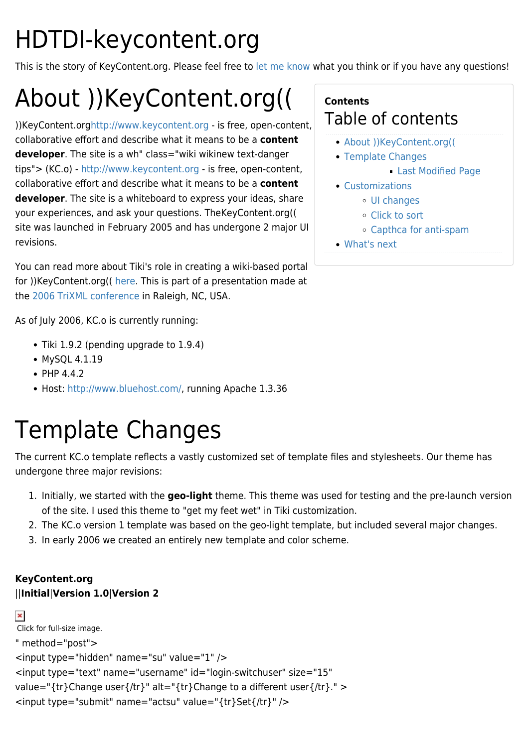# HDTDI-keycontent.org

This is the story of KeyContent.org. Please feel free to let me know what you think or if you have any questions!

**Contents**

## Table of contents

- About ))KeyContent.org((
- Template Changes
    - Last Modified Page
- Customizations
    - UI changes
    - Click to sort
    - Capthca for anti-spam
- What's next

# About ))KeyContent.org((

))KeyContent.orghttp://www.keycontent.org - is free, open-content, collaborative effort and describe what it means to be a **content developer**. The site is a wh" class="wiki wikinew text-danger tips"> (KC.o) - http://www.keycontent.org - is free, open-content, collaborative effort and describe what it means to be a **content developer**. The site is a whiteboard to express your ideas, share your experiences, and ask your questions. TheKeyContent.org(( site was launched in February 2005 and has undergone 2 major UI revisions.

You can read more about Tiki's role in creating a wiki-based portal for ))KeyContent.org(( here. This is part of a presentation made at the 2006 TriXML conference in Raleigh, NC, USA.

As of July 2006, KC.o is currently running:

- Tiki 1.9.2 (pending upgrade to 1.9.4)
- MySQL 4.1.19
- PHP 4.4.2
- Host: http://www.bluehost.com/, running Apache 1.3.36

# Template Changes

The current KC.o template reflects a vastly customized set of template files and stylesheets. Our theme has undergone three major revisions:

1. Initially, we started with the **geo-light** theme. This theme was used for testing and the pre-launch version of the site. I used this theme to "get my feet wet" in Tiki customization.
2. The KC.o version 1 template was based on the geo-light template, but included several major changes.
3. In early 2006 we created an entirely new template and color scheme.

**KeyContent.org**
||**Initial**|**Version 1.0**|**Version 2**

Click for full-size image.
" method="post">
<input type="hidden" name="su" value="1" />
<input type="text" name="username" id="login-switchuser" size="15" value="{tr}Change user{/tr}" alt="{tr}Change to a different user{/tr}." >
<input type="submit" name="actsu" value="{tr}Set{/tr}" />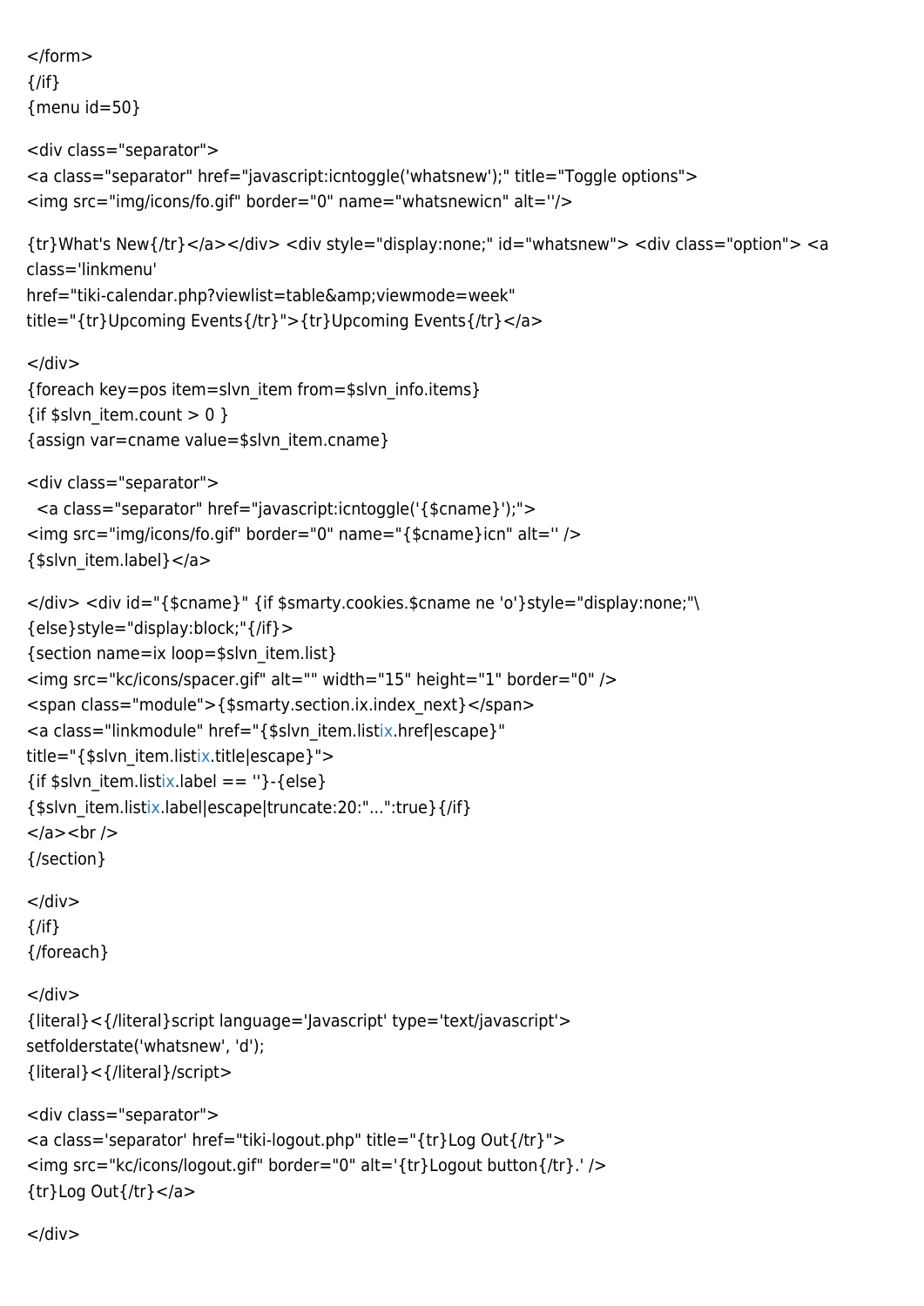```
</form>
{/if}
{menu id=50}

<div class="separator">
<a class="separator" href="javascript:icntoggle('whatsnew');" title="Toggle options">
<img src="img/icons/fo.gif" border="0" name="whatsnewicn" alt=''/>

{tr}What's New{/tr}</a></div> <div style="display:none;" id="whatsnew"> <div class="option"> <a
class='linkmenu'
href="tiki-calendar.php?viewlist=table&amp;viewmode=week"
title="{tr}Upcoming Events{/tr}">{tr}Upcoming Events{/tr}</a>

</div>
{foreach key=pos item=slvn_item from=$slvn_info.items}
{if $slvn_item.count > 0 }
{assign var=cname value=$slvn_item.cname}

<div class="separator">
  <a class="separator" href="javascript:icntoggle('{$cname}');">
<img src="img/icons/fo.gif" border="0" name="{$cname}icn" alt='' />
{$slvn_item.label}</a>

</div> <div id="{$cname}" {if $smarty.cookies.$cname ne 'o'}style="display:none;"\
{else}style="display:block;"{/if}>
{section name=ix loop=$slvn_item.list}
<img src="kc/icons/spacer.gif" alt="" width="15" height="1" border="0" />
<span class="module">{$smarty.section.ix.index_next}</span>
<a class="linkmodule" href="{$slvn_item.listix.href|escape}"
title="{$slvn_item.listix.title|escape}">
{if $slvn_item.listix.label == ''}-{else}
{$slvn_item.listix.label|escape|truncate:20:"...":true}{/if}
</a><br />
{/section}

</div>
{/if}
{/foreach}

</div>
{literal}<{/literal}script language='Javascript' type='text/javascript'>
setfolderstate('whatsnew', 'd');
{literal}<{/literal}/script>

<div class="separator">
<a class='separator' href="tiki-logout.php" title="{tr}Log Out{/tr}">
<img src="kc/icons/logout.gif" border="0" alt='{tr}Logout button{/tr}.' />
{tr}Log Out{/tr}</a>

</div>
```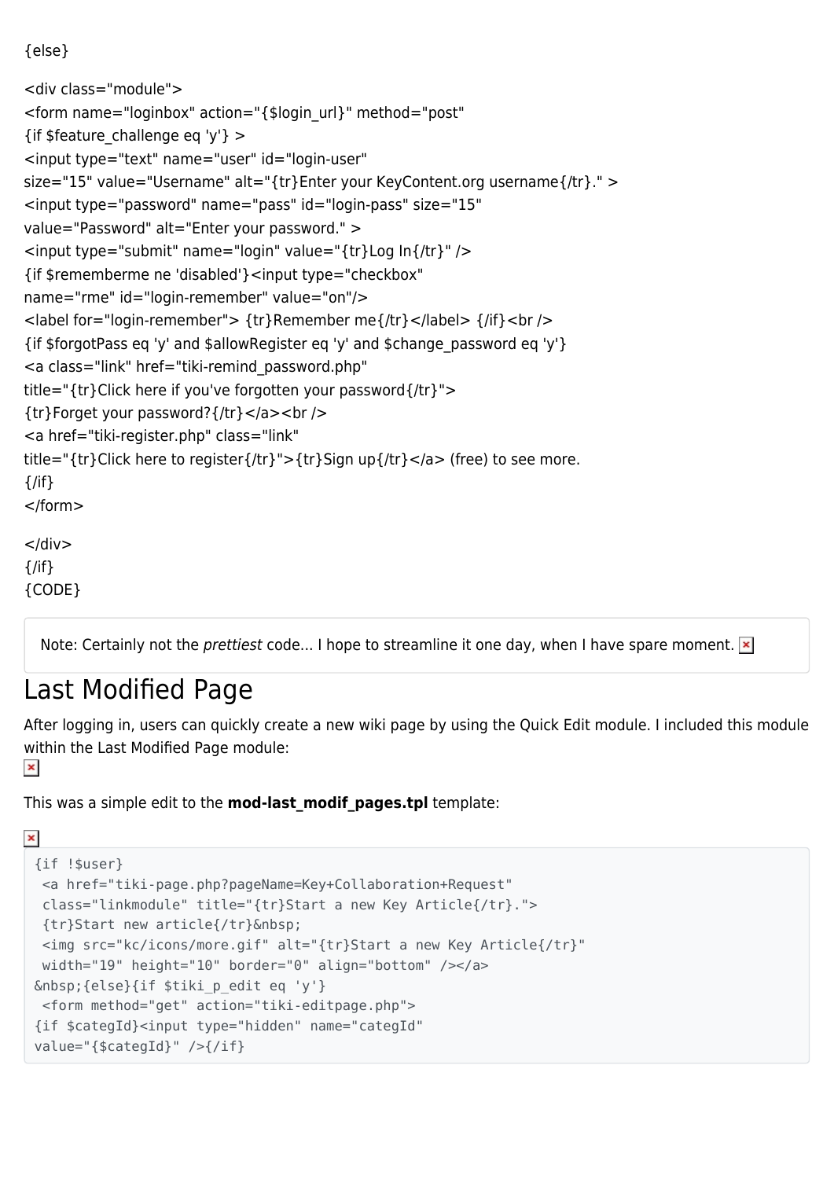{else}

<div class="module">
<form name="loginbox" action="{$login_url}" method="post"
{if $feature_challenge eq 'y'} >
<input type="text" name="user" id="login-user"
size="15" value="Username" alt="{tr}Enter your KeyContent.org username{/tr}." >
<input type="password" name="pass" id="login-pass" size="15"
value="Password" alt="Enter your password." >
<input type="submit" name="login" value="{tr}Log In{/tr}" />
{if $rememberme ne 'disabled'}<input type="checkbox"
name="rme" id="login-remember" value="on"/>
<label for="login-remember"> {tr}Remember me{/tr}</label> {/if}<br />
{if $forgotPass eq 'y' and $allowRegister eq 'y' and $change_password eq 'y'}
<a class="link" href="tiki-remind_password.php"
title="{tr}Click here if you've forgotten your password{/tr}">
{tr}Forget your password?{/tr}</a><br />
<a href="tiki-register.php" class="link"
title="{tr}Click here to register{/tr}">{tr}Sign up{/tr}</a> (free) to see more.
{/if}
</form>

</div>
{/if}
{CODE}

Note: Certainly not the *prettiest* code... I hope to streamline it one day, when I have spare moment.

# Last Modified Page

After logging in, users can quickly create a new wiki page by using the Quick Edit module. I included this module within the Last Modified Page module:

This was a simple edit to the **mod-last_modif_pages.tpl** template:

```
{if !$user}
 <a href="tiki-page.php?pageName=Key+Collaboration+Request"
 class="linkmodule" title="{tr}Start a new Key Article{/tr}.">
 {tr}Start new article{/tr}&nbsp;
 <img src="kc/icons/more.gif" alt="{tr}Start a new Key Article{/tr}"
 width="19" height="10" border="0" align="bottom" /></a>
&nbsp;{else}{if $tiki_p_edit eq 'y'}
 <form method="get" action="tiki-editpage.php">
{if $categId}<input type="hidden" name="categId"
value="{$categId}" />{/if}
```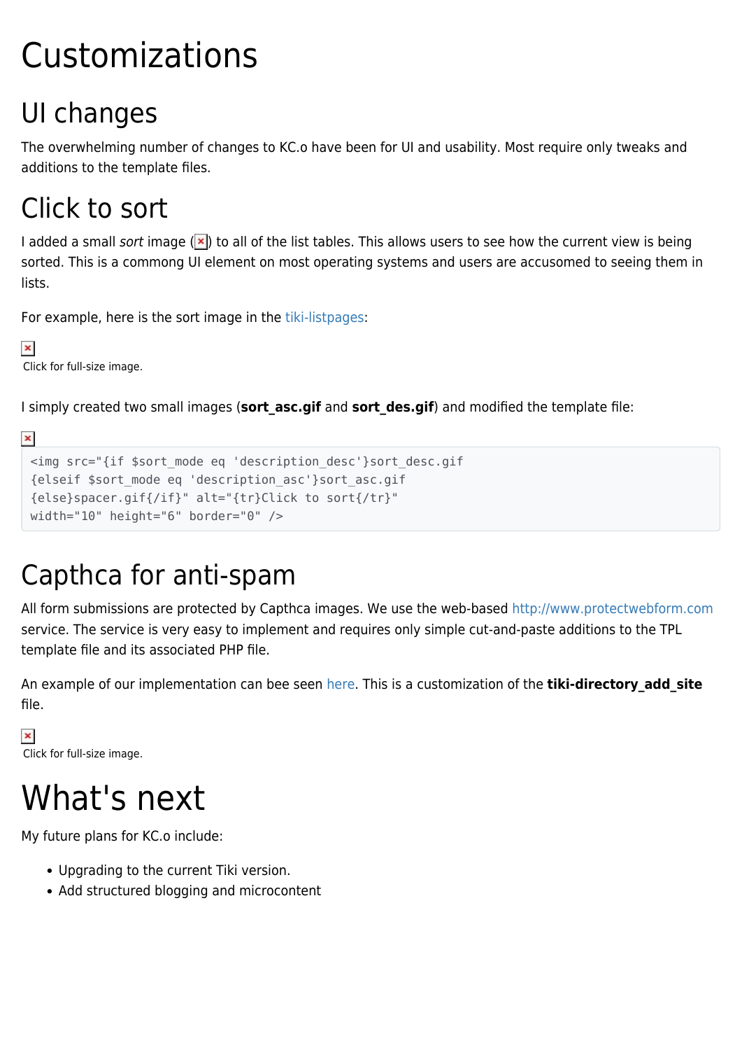# Customizations

# UI changes

The overwhelming number of changes to KC.o have been for UI and usability. Most require only tweaks and additions to the template files.

# Click to sort

I added a small *sort* image () to all of the list tables. This allows users to see how the current view is being sorted. This is a commong UI element on most operating systems and users are accusomed to seeing them in lists.

For example, here is the sort image in the tiki-listpages:

Click for full-size image.

I simply created two small images (**sort_asc.gif** and **sort_des.gif**) and modified the template file:

```
<img src="{if $sort_mode eq 'description_desc'}sort_desc.gif
{elseif $sort_mode eq 'description_asc'}sort_asc.gif
{else}spacer.gif{/if}" alt="{tr}Click to sort{/tr}"
width="10" height="6" border="0" />
```

# Capthca for anti-spam

All form submissions are protected by Capthca images. We use the web-based http://www.protectwebform.com service. The service is very easy to implement and requires only simple cut-and-paste additions to the TPL template file and its associated PHP file.

An example of our implementation can bee seen here. This is a customization of the **tiki-directory_add_site** file.

Click for full-size image.

# What's next

My future plans for KC.o include:

- Upgrading to the current Tiki version.
- Add structured blogging and microcontent